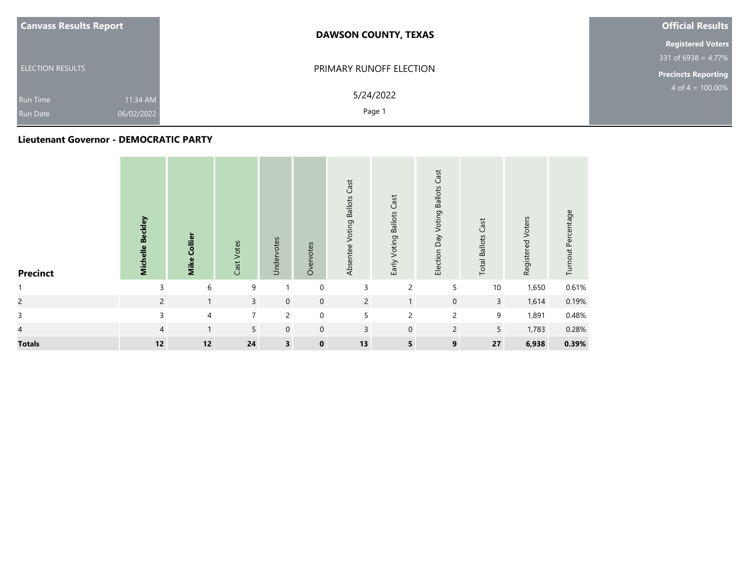**Canvass Results Report**

ELECTION RESULTS

Run Time 11:34 AM

Run Date 06/02/2022

# DAWSON COUNTY, TEXAS

PRIMARY RUNOFF ELECTION

5/24/2022

**Official Results**

**Registered Voters**

331 of 6938 = 4.77%

**Precincts Reporting**

4 of 4 = 100.00%

## Lieutenant Governor - DEMOCRATIC PARTY

| Precinct | Michelle Beckley | Mike Collier | Cast Votes | Undervotes | Overvotes | Absentee Voting Ballots Cast | Early Voting Ballots Cast | Election Day Voting Ballots Cast | Total Ballots Cast | Registered Voters | Turnout Percentage |
|---|---|---|---|---|---|---|---|---|---|---|---|
| 1 | 3 | 6 | 9 | 1 | 0 | 3 | 2 | 5 | 10 | 1,650 | 0.61% |
| 2 | 2 | 1 | 3 | 0 | 0 | 2 | 1 | 0 | 3 | 1,614 | 0.19% |
| 3 | 3 | 4 | 7 | 2 | 0 | 5 | 2 | 2 | 9 | 1,891 | 0.48% |
| 4 | 4 | 1 | 5 | 0 | 0 | 3 | 0 | 2 | 5 | 1,783 | 0.28% |
| **Totals** | **12** | **12** | **24** | **3** | **0** | **13** | **5** | **9** | **27** | **6,938** | **0.39%** |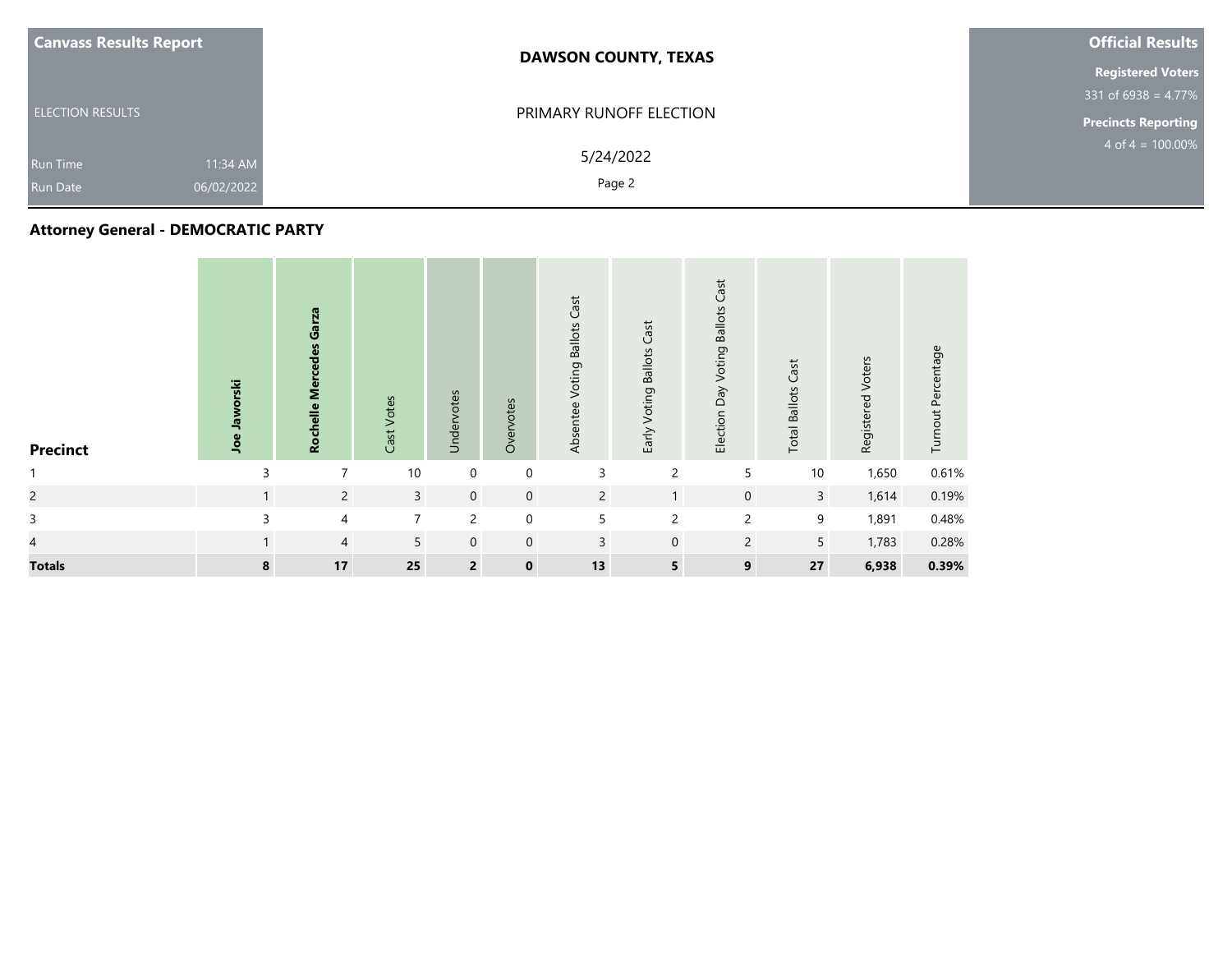Canvass Results Report

ELECTION RESULTS

Run Time 11:34 AM

Run Date 06/02/2022

**DAWSON COUNTY, TEXAS**

PRIMARY RUNOFF ELECTION

5/24/2022

**Official Results**

**Registered Voters**

331 of 6938 = 4.77%

**Precincts Reporting**

4 of 4 = 100.00%

## Attorney General - DEMOCRATIC PARTY

| Precinct | Joe Jaworski | Rochelle Mercedes Garza | Cast Votes | Undervotes | Overvotes | Absentee Voting Ballots Cast | Early Voting Ballots Cast | Election Day Voting Ballots Cast | Total Ballots Cast | Registered Voters | Turnout Percentage |
|---|---|---|---|---|---|---|---|---|---|---|---|
| 1 | 3 | 7 | 10 | 0 | 0 | 3 | 2 | 5 | 10 | 1,650 | 0.61% |
| 2 | 1 | 2 | 3 | 0 | 0 | 2 | 1 | 0 | 3 | 1,614 | 0.19% |
| 3 | 3 | 4 | 7 | 2 | 0 | 5 | 2 | 2 | 9 | 1,891 | 0.48% |
| 4 | 1 | 4 | 5 | 0 | 0 | 3 | 0 | 2 | 5 | 1,783 | 0.28% |
| **Totals** | **8** | **17** | **25** | **2** | **0** | **13** | **5** | **9** | **27** | **6,938** | **0.39%** |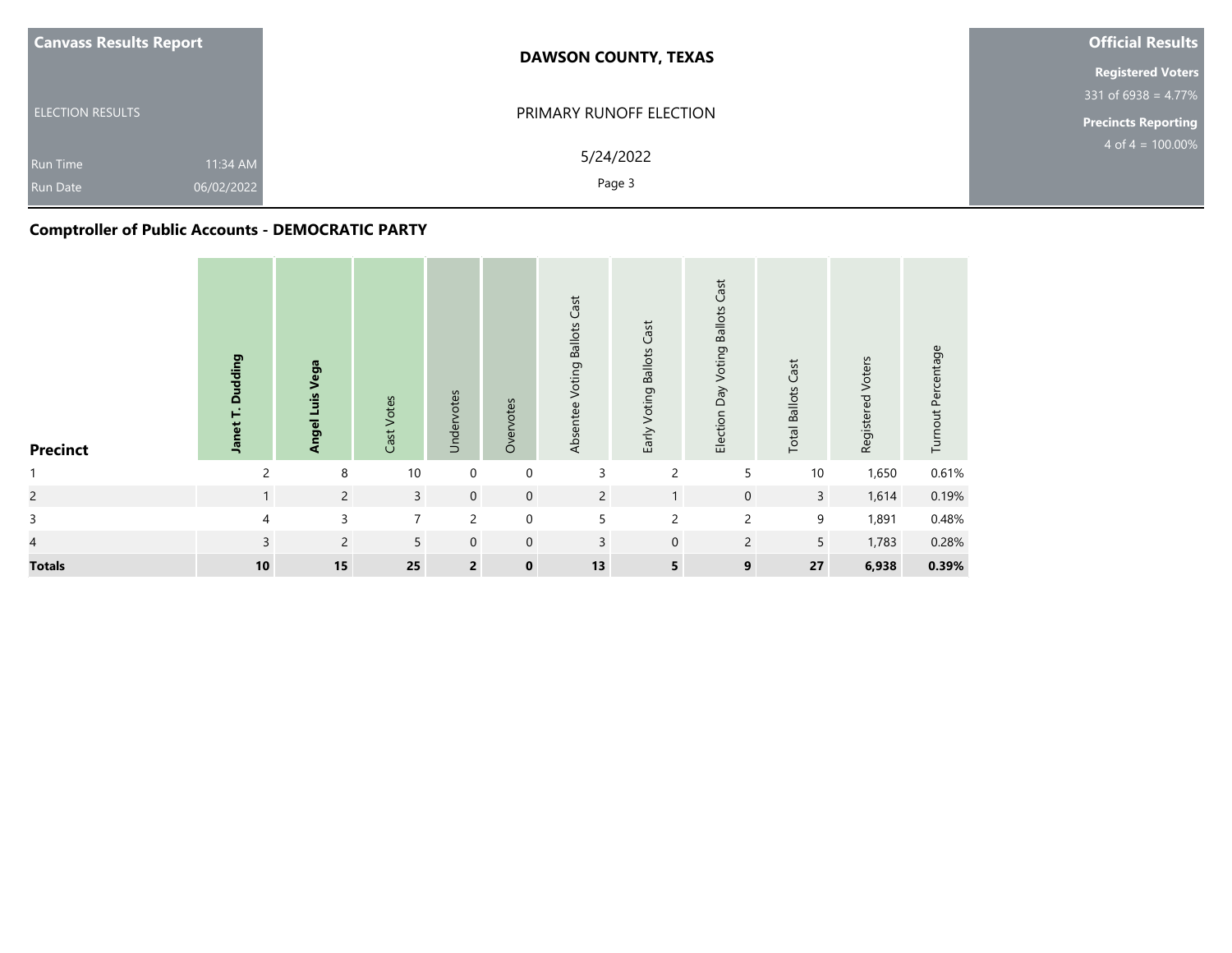**Canvass Results Report**

ELECTION RESULTS

Run Time 11:34 AM

Run Date 06/02/2022

**DAWSON COUNTY, TEXAS**

PRIMARY RUNOFF ELECTION

5/24/2022

**Official Results**

**Registered Voters**

331 of 6938 = 4.77%

**Precincts Reporting**

4 of 4 = 100.00%

## Comptroller of Public Accounts - DEMOCRATIC PARTY

| Precinct | **Janet T. Dudding** | **Angel Luis Vega** | Cast Votes | Undervotes | Overvotes | Absentee Voting Ballots Cast | Early Voting Ballots Cast | Election Day Voting Ballots Cast | Total Ballots Cast | Registered Voters | Turnout Percentage |
|---|---|---|---|---|---|---|---|---|---|---|---|
| 1 | 2 | 8 | 10 | 0 | 0 | 3 | 2 | 5 | 10 | 1,650 | 0.61% |
| 2 | 1 | 2 | 3 | 0 | 0 | 2 | 1 | 0 | 3 | 1,614 | 0.19% |
| 3 | 4 | 3 | 7 | 2 | 0 | 5 | 2 | 2 | 9 | 1,891 | 0.48% |
| 4 | 3 | 2 | 5 | 0 | 0 | 3 | 0 | 2 | 5 | 1,783 | 0.28% |
| **Totals** | **10** | **15** | **25** | **2** | **0** | **13** | **5** | **9** | **27** | **6,938** | **0.39%** |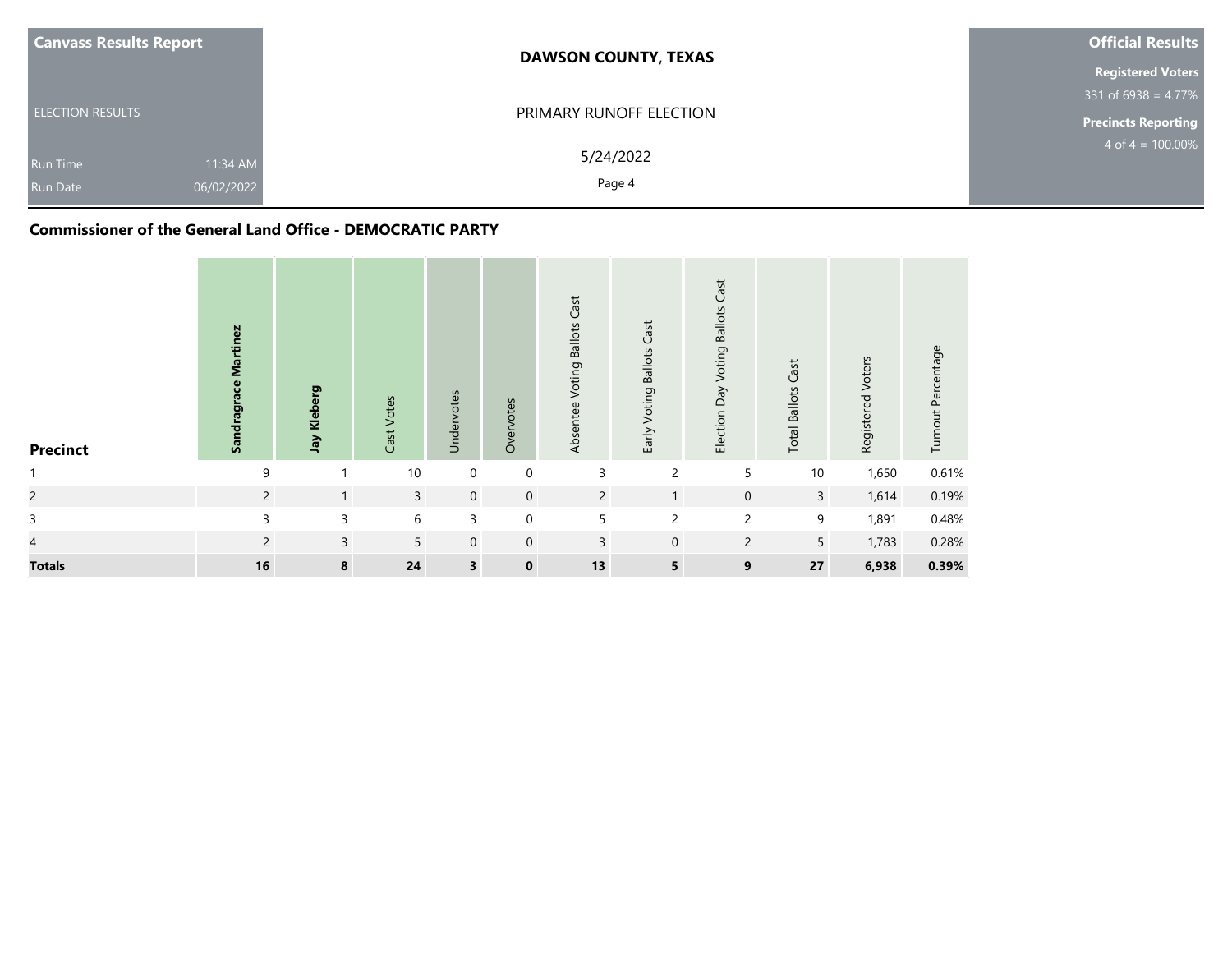**Canvass Results Report**

ELECTION RESULTS

Run Time 11:34 AM

Run Date 06/02/2022

**DAWSON COUNTY, TEXAS**

PRIMARY RUNOFF ELECTION

5/24/2022

**Official Results**

**Registered Voters**

331 of 6938 = 4.77%

**Precincts Reporting**

4 of 4 = 100.00%

## Commissioner of the General Land Office - DEMOCRATIC PARTY

| Precinct | **Sandragrace Martinez** | **Jay Kleberg** | Cast Votes | Undervotes | Overvotes | Absentee Voting Ballots Cast | Early Voting Ballots Cast | Election Day Voting Ballots Cast | Total Ballots Cast | Registered Voters | Turnout Percentage |
|---|---|---|---|---|---|---|---|---|---|---|---|
| 1 | 9 | 1 | 10 | 0 | 0 | 3 | 2 | 5 | 10 | 1,650 | 0.61% |
| 2 | 2 | 1 | 3 | 0 | 0 | 2 | 1 | 0 | 3 | 1,614 | 0.19% |
| 3 | 3 | 3 | 6 | 3 | 0 | 5 | 2 | 2 | 9 | 1,891 | 0.48% |
| 4 | 2 | 3 | 5 | 0 | 0 | 3 | 0 | 2 | 5 | 1,783 | 0.28% |
| **Totals** | **16** | **8** | **24** | **3** | **0** | **13** | **5** | **9** | **27** | **6,938** | **0.39%** |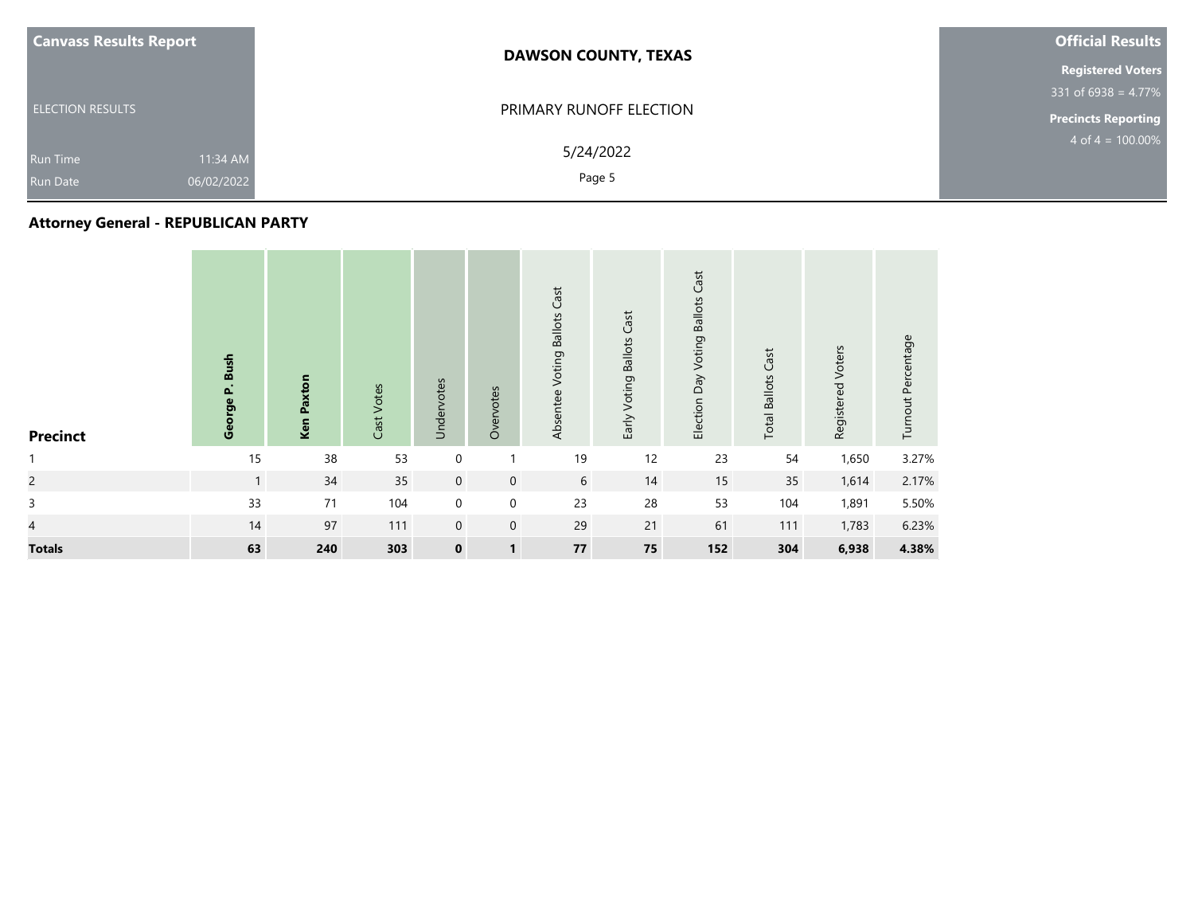| Canvass Results Report | DAWSON COUNTY, TEXAS | Official Results |
|---|---|---|
| ELECTION RESULTS | PRIMARY RUNOFF ELECTION | Registered Voters 331 of 6938 = 4.77% |
| Run Time 11:34 AM | 5/24/2022 | Precincts Reporting 4 of 4 = 100.00% |
| Run Date 06/02/2022 | | |

## Attorney General - REPUBLICAN PARTY

| Precinct | **George P. Bush** | **Ken Paxton** | Cast Votes | Undervotes | Overvotes | Absentee Voting Ballots Cast | Early Voting Ballots Cast | Election Day Voting Ballots Cast | Total Ballots Cast | Registered Voters | Turnout Percentage |
|---|---|---|---|---|---|---|---|---|---|---|---|
| 1 | 15 | 38 | 53 | 0 | 1 | 19 | 12 | 23 | 54 | 1,650 | 3.27% |
| 2 | 1 | 34 | 35 | 0 | 0 | 6 | 14 | 15 | 35 | 1,614 | 2.17% |
| 3 | 33 | 71 | 104 | 0 | 0 | 23 | 28 | 53 | 104 | 1,891 | 5.50% |
| 4 | 14 | 97 | 111 | 0 | 0 | 29 | 21 | 61 | 111 | 1,783 | 6.23% |
| **Totals** | **63** | **240** | **303** | **0** | **1** | **77** | **75** | **152** | **304** | **6,938** | **4.38%** |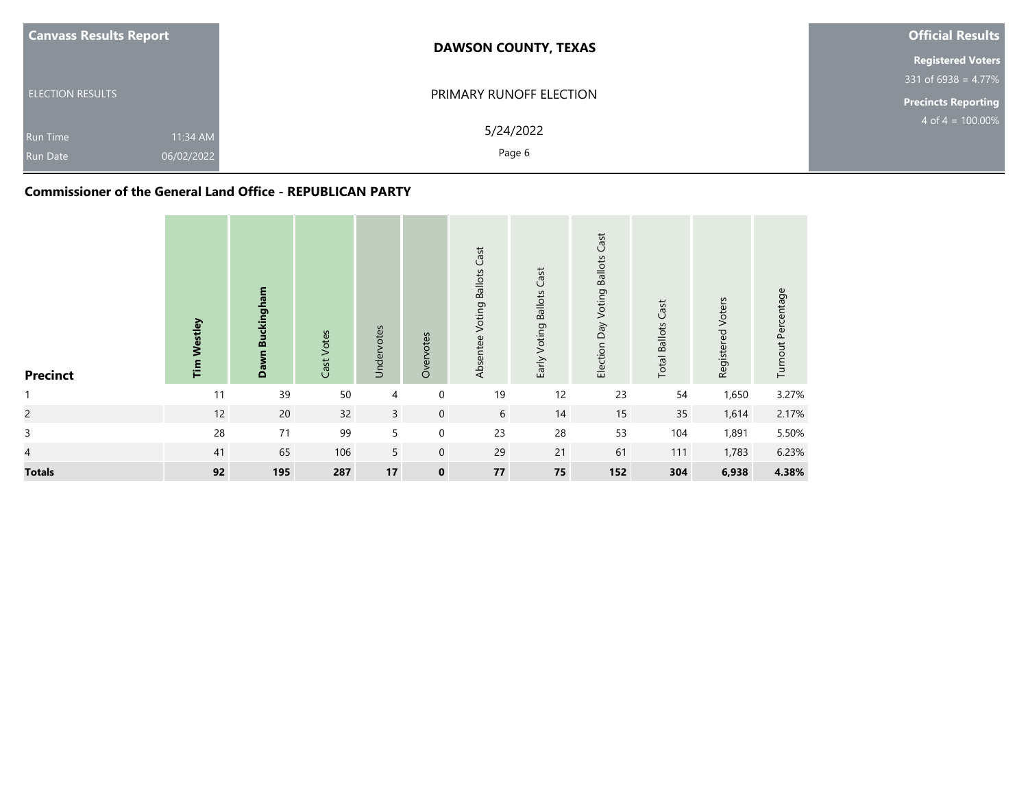**Canvass Results Report**

ELECTION RESULTS

Run Time 11:34 AM
Run Date 06/02/2022

**DAWSON COUNTY, TEXAS**

PRIMARY RUNOFF ELECTION

5/24/2022

**Official Results**

**Registered Voters**
331 of 6938 = 4.77%

**Precincts Reporting**
4 of 4 = 100.00%

## Commissioner of the General Land Office - REPUBLICAN PARTY

| Precinct | Tim Westley | Dawn Buckingham | Cast Votes | Undervotes | Overvotes | Absentee Voting Ballots Cast | Early Voting Ballots Cast | Election Day Voting Ballots Cast | Total Ballots Cast | Registered Voters | Turnout Percentage |
|---|---|---|---|---|---|---|---|---|---|---|---|
| 1 | 11 | 39 | 50 | 4 | 0 | 19 | 12 | 23 | 54 | 1,650 | 3.27% |
| 2 | 12 | 20 | 32 | 3 | 0 | 6 | 14 | 15 | 35 | 1,614 | 2.17% |
| 3 | 28 | 71 | 99 | 5 | 0 | 23 | 28 | 53 | 104 | 1,891 | 5.50% |
| 4 | 41 | 65 | 106 | 5 | 0 | 29 | 21 | 61 | 111 | 1,783 | 6.23% |
| **Totals** | **92** | **195** | **287** | **17** | **0** | **77** | **75** | **152** | **304** | **6,938** | **4.38%** |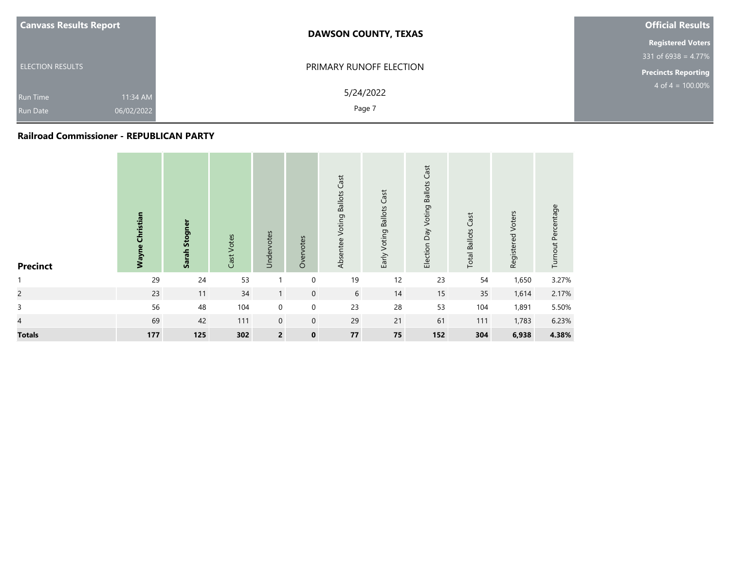Canvass Results Report

ELECTION RESULTS

Run Time 11:34 AM
Run Date 06/02/2022

**DAWSON COUNTY, TEXAS**

PRIMARY RUNOFF ELECTION

5/24/2022

**Official Results**

**Registered Voters**
331 of 6938 = 4.77%

**Precincts Reporting**
4 of 4 = 100.00%

### Railroad Commissioner - REPUBLICAN PARTY

| Precinct | Wayne Christian | Sarah Stogner | Cast Votes | Undervotes | Overvotes | Absentee Voting Ballots Cast | Early Voting Ballots Cast | Election Day Voting Ballots Cast | Total Ballots Cast | Registered Voters | Turnout Percentage |
|---|---|---|---|---|---|---|---|---|---|---|---|
| 1 | 29 | 24 | 53 | 1 | 0 | 19 | 12 | 23 | 54 | 1,650 | 3.27% |
| 2 | 23 | 11 | 34 | 1 | 0 | 6 | 14 | 15 | 35 | 1,614 | 2.17% |
| 3 | 56 | 48 | 104 | 0 | 0 | 23 | 28 | 53 | 104 | 1,891 | 5.50% |
| 4 | 69 | 42 | 111 | 0 | 0 | 29 | 21 | 61 | 111 | 1,783 | 6.23% |
| **Totals** | **177** | **125** | **302** | **2** | **0** | **77** | **75** | **152** | **304** | **6,938** | **4.38%** |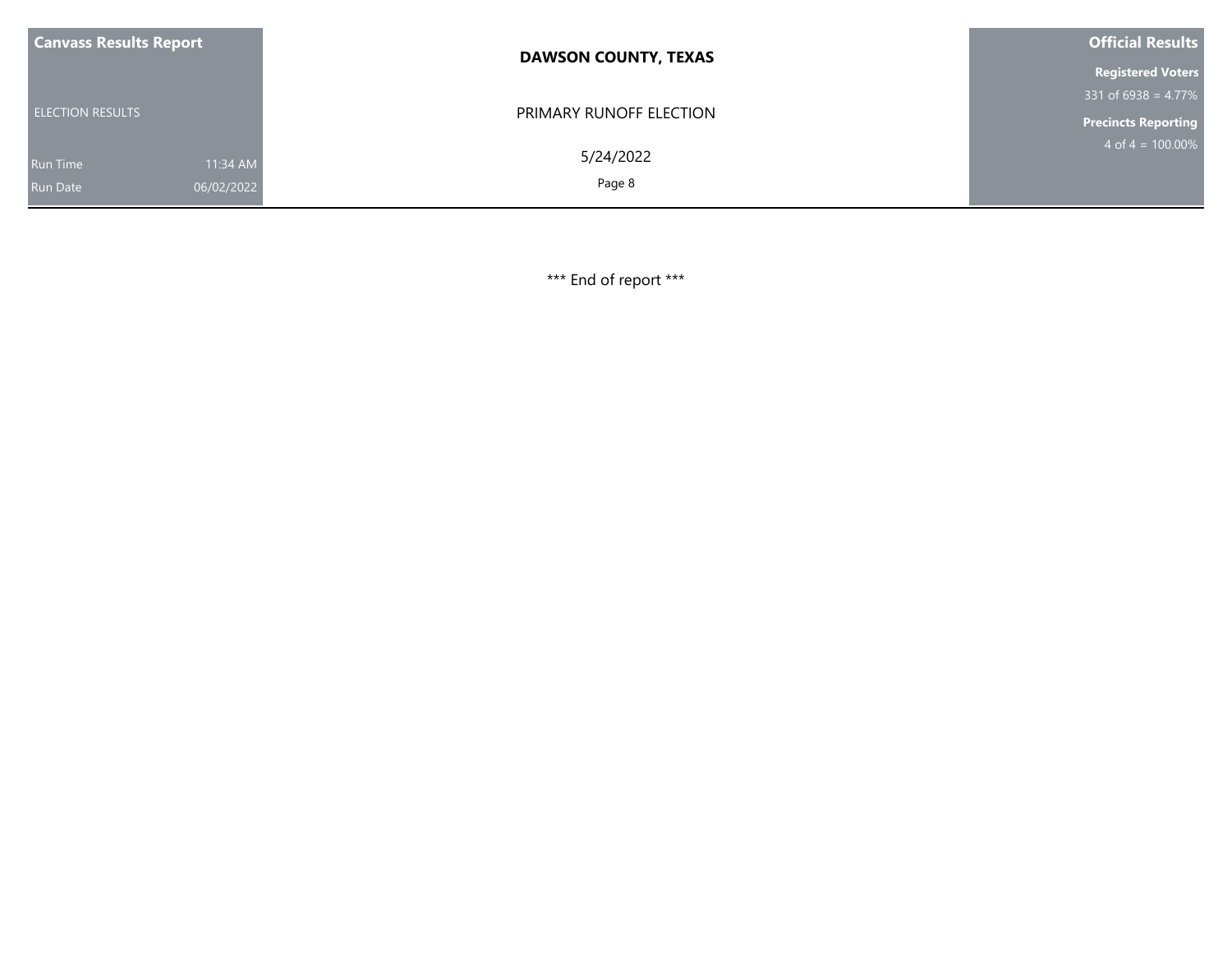*** End of report ***